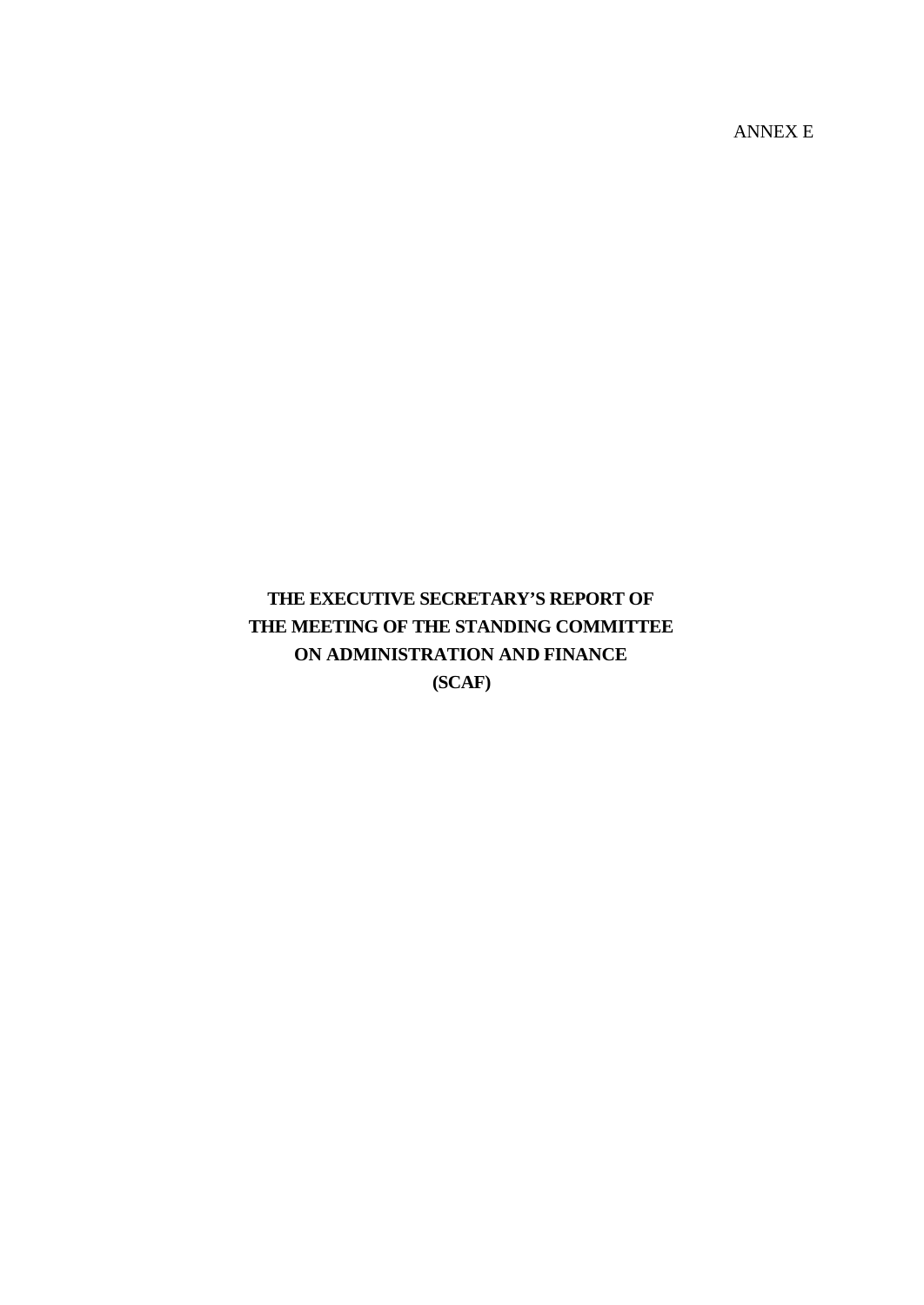ANNEX E

# THE EXECUTIVE SECRETARY'S REPORT OF THE MEETING OF THE STANDING COMMITTEE ON ADMINISTRATION AND FINANCE (SCAF)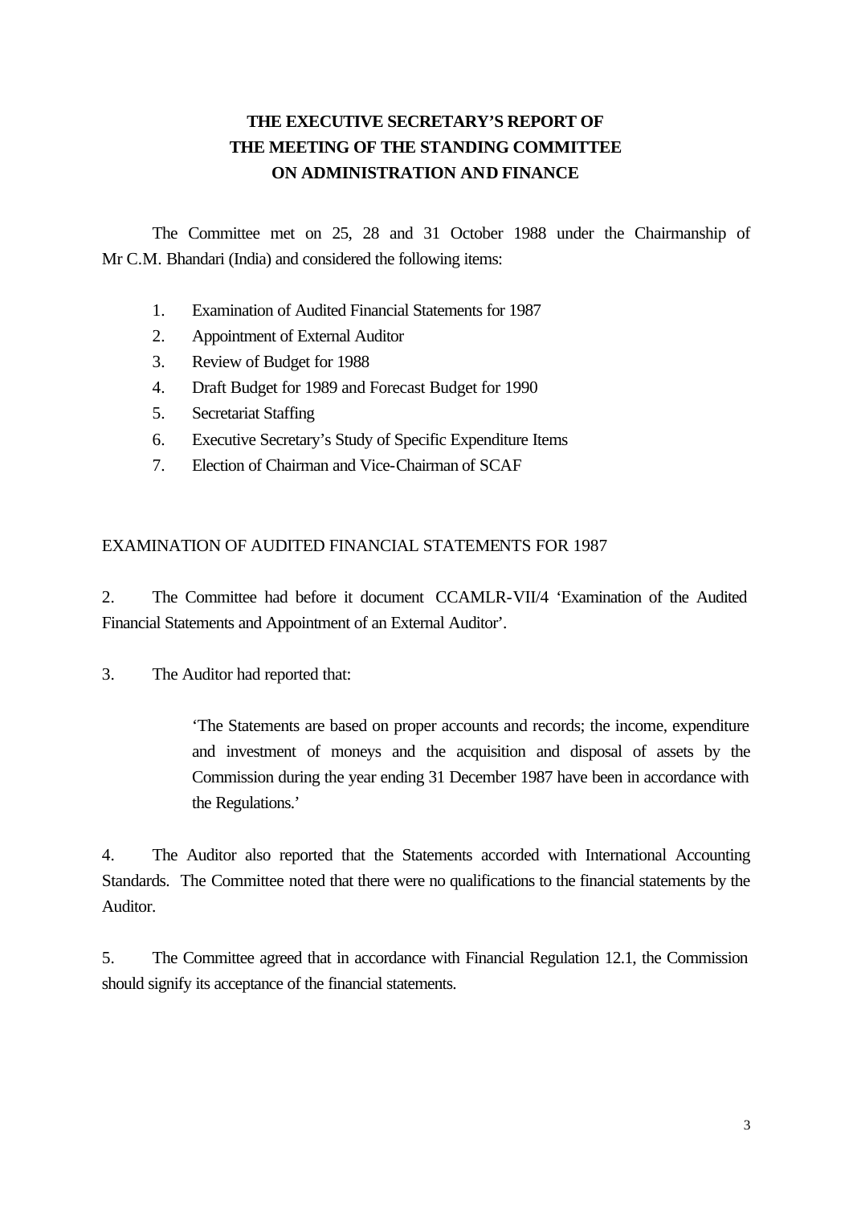# THE EXECUTIVE SECRETARY'S REPORT OF THE MEETING OF THE STANDING COMMITTEE ON ADMINISTRATION AND FINANCE

The Committee met on 25, 28 and 31 October 1988 under the Chairmanship of Mr C.M. Bhandari (India) and considered the following items:

1. Examination of Audited Financial Statements for 1987
2. Appointment of External Auditor
3. Review of Budget for 1988
4. Draft Budget for 1989 and Forecast Budget for 1990
5. Secretariat Staffing
6. Executive Secretary's Study of Specific Expenditure Items
7. Election of Chairman and Vice-Chairman of SCAF

## EXAMINATION OF AUDITED FINANCIAL STATEMENTS FOR 1987

2. The Committee had before it document CCAMLR-VII/4 'Examination of the Audited Financial Statements and Appointment of an External Auditor'.

3. The Auditor had reported that:

> 'The Statements are based on proper accounts and records; the income, expenditure and investment of moneys and the acquisition and disposal of assets by the Commission during the year ending 31 December 1987 have been in accordance with the Regulations.'

4. The Auditor also reported that the Statements accorded with International Accounting Standards. The Committee noted that there were no qualifications to the financial statements by the Auditor.

5. The Committee agreed that in accordance with Financial Regulation 12.1, the Commission should signify its acceptance of the financial statements.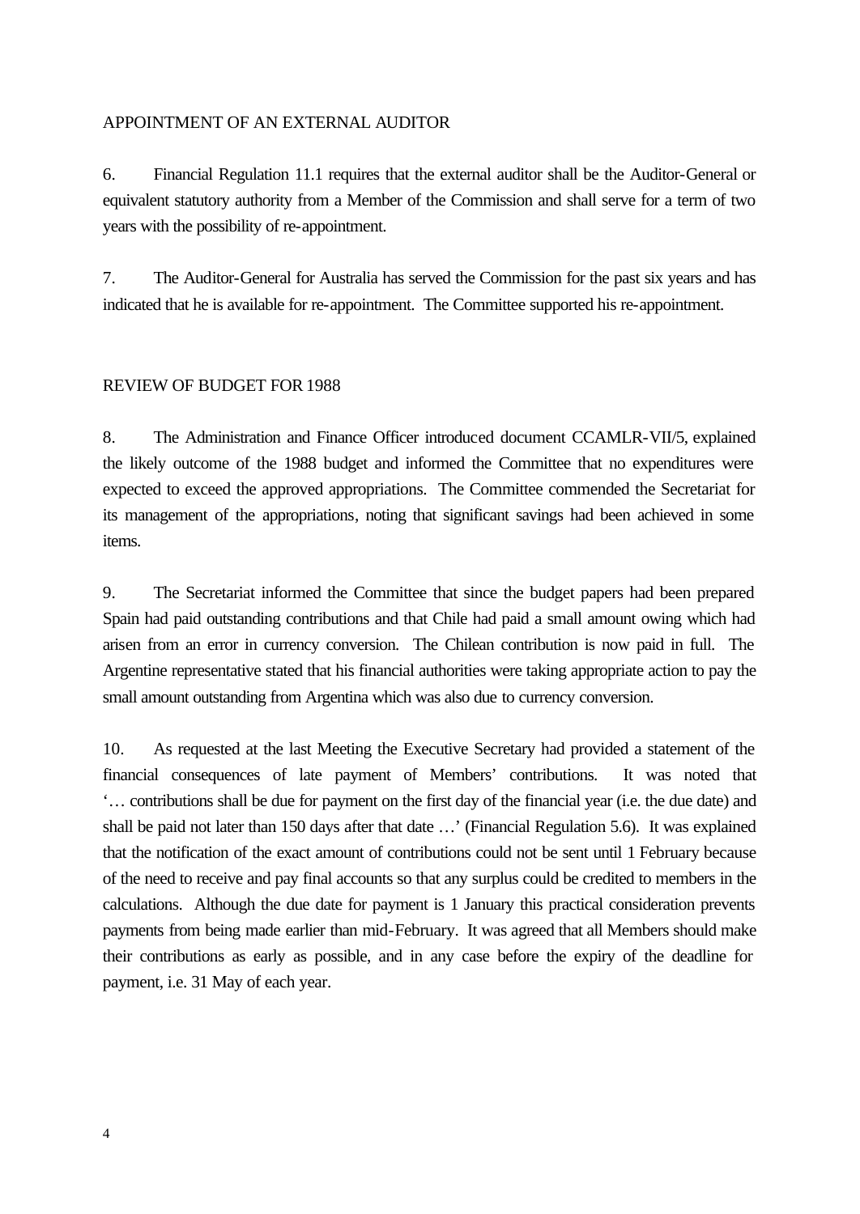## APPOINTMENT OF AN EXTERNAL AUDITOR

6. Financial Regulation 11.1 requires that the external auditor shall be the Auditor-General or equivalent statutory authority from a Member of the Commission and shall serve for a term of two years with the possibility of re-appointment.

7. The Auditor-General for Australia has served the Commission for the past six years and has indicated that he is available for re-appointment. The Committee supported his re-appointment.

## REVIEW OF BUDGET FOR 1988

8. The Administration and Finance Officer introduced document CCAMLR-VII/5, explained the likely outcome of the 1988 budget and informed the Committee that no expenditures were expected to exceed the approved appropriations. The Committee commended the Secretariat for its management of the appropriations, noting that significant savings had been achieved in some items.

9. The Secretariat informed the Committee that since the budget papers had been prepared Spain had paid outstanding contributions and that Chile had paid a small amount owing which had arisen from an error in currency conversion. The Chilean contribution is now paid in full. The Argentine representative stated that his financial authorities were taking appropriate action to pay the small amount outstanding from Argentina which was also due to currency conversion.

10. As requested at the last Meeting the Executive Secretary had provided a statement of the financial consequences of late payment of Members' contributions. It was noted that '… contributions shall be due for payment on the first day of the financial year (i.e. the due date) and shall be paid not later than 150 days after that date …' (Financial Regulation 5.6). It was explained that the notification of the exact amount of contributions could not be sent until 1 February because of the need to receive and pay final accounts so that any surplus could be credited to members in the calculations. Although the due date for payment is 1 January this practical consideration prevents payments from being made earlier than mid-February. It was agreed that all Members should make their contributions as early as possible, and in any case before the expiry of the deadline for payment, i.e. 31 May of each year.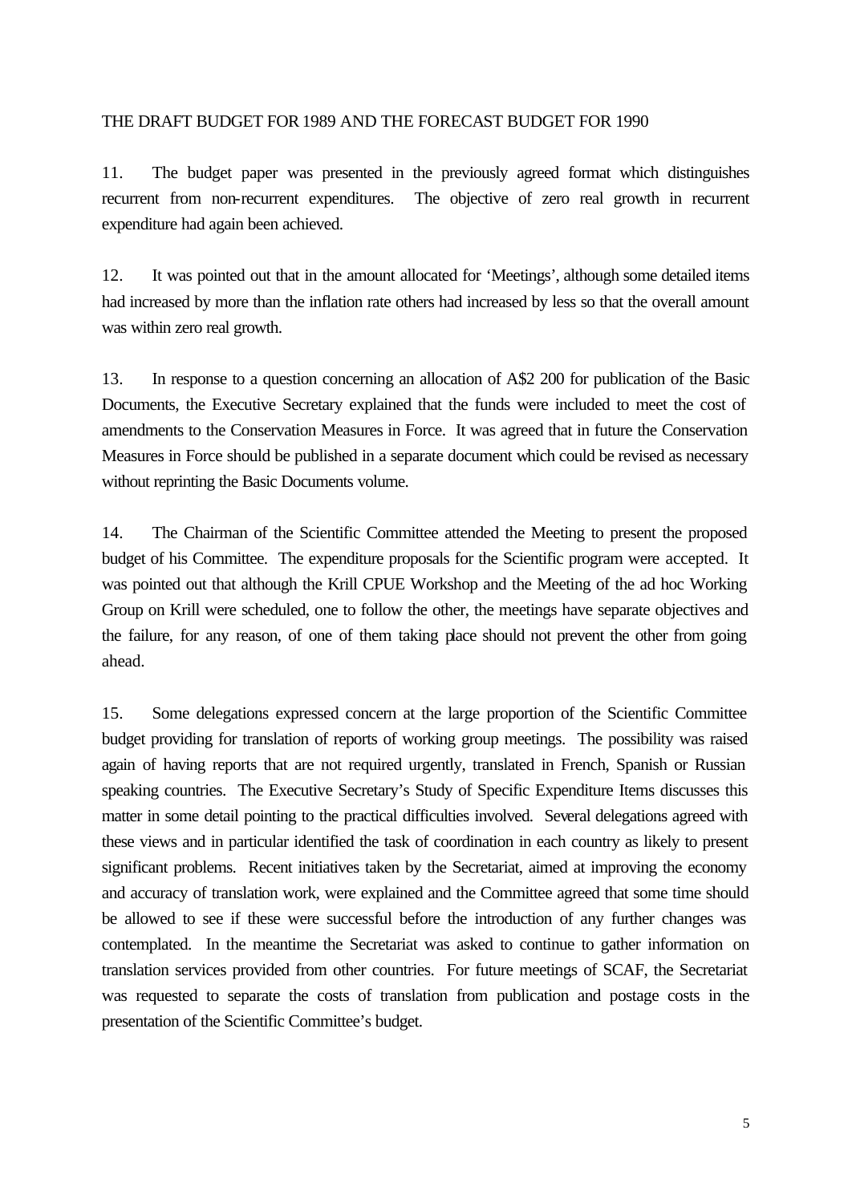## THE DRAFT BUDGET FOR 1989 AND THE FORECAST BUDGET FOR 1990

11. The budget paper was presented in the previously agreed format which distinguishes recurrent from non-recurrent expenditures. The objective of zero real growth in recurrent expenditure had again been achieved.

12. It was pointed out that in the amount allocated for 'Meetings', although some detailed items had increased by more than the inflation rate others had increased by less so that the overall amount was within zero real growth.

13. In response to a question concerning an allocation of A$2 200 for publication of the Basic Documents, the Executive Secretary explained that the funds were included to meet the cost of amendments to the Conservation Measures in Force. It was agreed that in future the Conservation Measures in Force should be published in a separate document which could be revised as necessary without reprinting the Basic Documents volume.

14. The Chairman of the Scientific Committee attended the Meeting to present the proposed budget of his Committee. The expenditure proposals for the Scientific program were accepted. It was pointed out that although the Krill CPUE Workshop and the Meeting of the ad hoc Working Group on Krill were scheduled, one to follow the other, the meetings have separate objectives and the failure, for any reason, of one of them taking place should not prevent the other from going ahead.

15. Some delegations expressed concern at the large proportion of the Scientific Committee budget providing for translation of reports of working group meetings. The possibility was raised again of having reports that are not required urgently, translated in French, Spanish or Russian speaking countries. The Executive Secretary's Study of Specific Expenditure Items discusses this matter in some detail pointing to the practical difficulties involved. Several delegations agreed with these views and in particular identified the task of coordination in each country as likely to present significant problems. Recent initiatives taken by the Secretariat, aimed at improving the economy and accuracy of translation work, were explained and the Committee agreed that some time should be allowed to see if these were successful before the introduction of any further changes was contemplated. In the meantime the Secretariat was asked to continue to gather information on translation services provided from other countries. For future meetings of SCAF, the Secretariat was requested to separate the costs of translation from publication and postage costs in the presentation of the Scientific Committee's budget.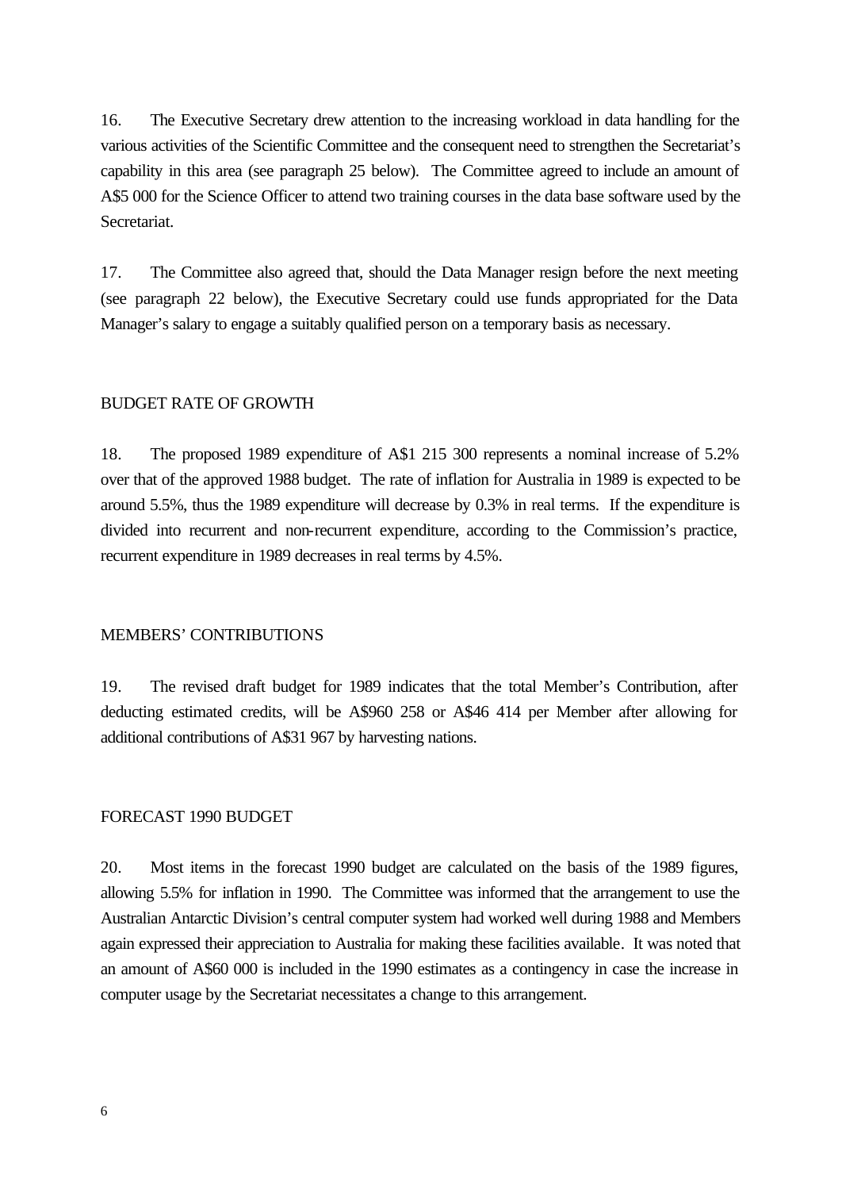16. The Executive Secretary drew attention to the increasing workload in data handling for the various activities of the Scientific Committee and the consequent need to strengthen the Secretariat's capability in this area (see paragraph 25 below). The Committee agreed to include an amount of A$5 000 for the Science Officer to attend two training courses in the data base software used by the Secretariat.

17. The Committee also agreed that, should the Data Manager resign before the next meeting (see paragraph 22 below), the Executive Secretary could use funds appropriated for the Data Manager's salary to engage a suitably qualified person on a temporary basis as necessary.

## BUDGET RATE OF GROWTH

18. The proposed 1989 expenditure of A$1 215 300 represents a nominal increase of 5.2% over that of the approved 1988 budget. The rate of inflation for Australia in 1989 is expected to be around 5.5%, thus the 1989 expenditure will decrease by 0.3% in real terms. If the expenditure is divided into recurrent and non-recurrent expenditure, according to the Commission's practice, recurrent expenditure in 1989 decreases in real terms by 4.5%.

## MEMBERS' CONTRIBUTIONS

19. The revised draft budget for 1989 indicates that the total Member's Contribution, after deducting estimated credits, will be A$960 258 or A$46 414 per Member after allowing for additional contributions of A$31 967 by harvesting nations.

## FORECAST 1990 BUDGET

20. Most items in the forecast 1990 budget are calculated on the basis of the 1989 figures, allowing 5.5% for inflation in 1990. The Committee was informed that the arrangement to use the Australian Antarctic Division's central computer system had worked well during 1988 and Members again expressed their appreciation to Australia for making these facilities available. It was noted that an amount of A$60 000 is included in the 1990 estimates as a contingency in case the increase in computer usage by the Secretariat necessitates a change to this arrangement.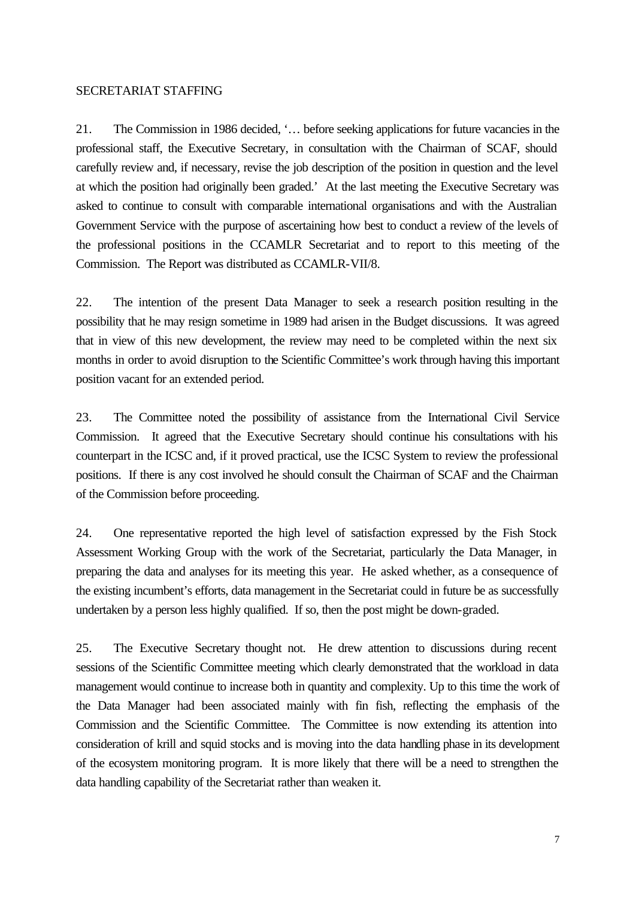## SECRETARIAT STAFFING

21. The Commission in 1986 decided, '… before seeking applications for future vacancies in the professional staff, the Executive Secretary, in consultation with the Chairman of SCAF, should carefully review and, if necessary, revise the job description of the position in question and the level at which the position had originally been graded.' At the last meeting the Executive Secretary was asked to continue to consult with comparable international organisations and with the Australian Government Service with the purpose of ascertaining how best to conduct a review of the levels of the professional positions in the CCAMLR Secretariat and to report to this meeting of the Commission. The Report was distributed as CCAMLR-VII/8.

22. The intention of the present Data Manager to seek a research position resulting in the possibility that he may resign sometime in 1989 had arisen in the Budget discussions. It was agreed that in view of this new development, the review may need to be completed within the next six months in order to avoid disruption to the Scientific Committee's work through having this important position vacant for an extended period.

23. The Committee noted the possibility of assistance from the International Civil Service Commission. It agreed that the Executive Secretary should continue his consultations with his counterpart in the ICSC and, if it proved practical, use the ICSC System to review the professional positions. If there is any cost involved he should consult the Chairman of SCAF and the Chairman of the Commission before proceeding.

24. One representative reported the high level of satisfaction expressed by the Fish Stock Assessment Working Group with the work of the Secretariat, particularly the Data Manager, in preparing the data and analyses for its meeting this year. He asked whether, as a consequence of the existing incumbent's efforts, data management in the Secretariat could in future be as successfully undertaken by a person less highly qualified. If so, then the post might be down-graded.

25. The Executive Secretary thought not. He drew attention to discussions during recent sessions of the Scientific Committee meeting which clearly demonstrated that the workload in data management would continue to increase both in quantity and complexity. Up to this time the work of the Data Manager had been associated mainly with fin fish, reflecting the emphasis of the Commission and the Scientific Committee. The Committee is now extending its attention into consideration of krill and squid stocks and is moving into the data handling phase in its development of the ecosystem monitoring program. It is more likely that there will be a need to strengthen the data handling capability of the Secretariat rather than weaken it.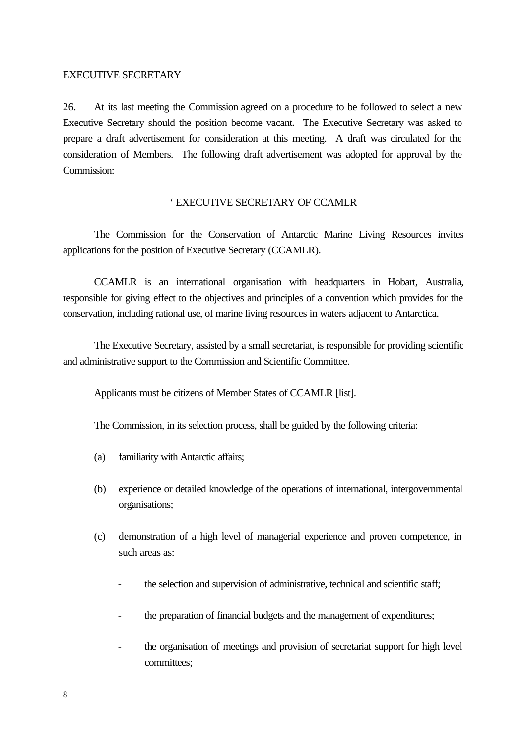EXECUTIVE SECRETARY

26. At its last meeting the Commission agreed on a procedure to be followed to select a new Executive Secretary should the position become vacant. The Executive Secretary was asked to prepare a draft advertisement for consideration at this meeting. A draft was circulated for the consideration of Members. The following draft advertisement was adopted for approval by the Commission:

‘ EXECUTIVE SECRETARY OF CCAMLR

The Commission for the Conservation of Antarctic Marine Living Resources invites applications for the position of Executive Secretary (CCAMLR).

CCAMLR is an international organisation with headquarters in Hobart, Australia, responsible for giving effect to the objectives and principles of a convention which provides for the conservation, including rational use, of marine living resources in waters adjacent to Antarctica.

The Executive Secretary, assisted by a small secretariat, is responsible for providing scientific and administrative support to the Commission and Scientific Committee.

Applicants must be citizens of Member States of CCAMLR [list].

The Commission, in its selection process, shall be guided by the following criteria:

(a) familiarity with Antarctic affairs;

(b) experience or detailed knowledge of the operations of international, intergovernmental organisations;

(c) demonstration of a high level of managerial experience and proven competence, in such areas as:

- the selection and supervision of administrative, technical and scientific staff;
- the preparation of financial budgets and the management of expenditures;
- the organisation of meetings and provision of secretariat support for high level committees;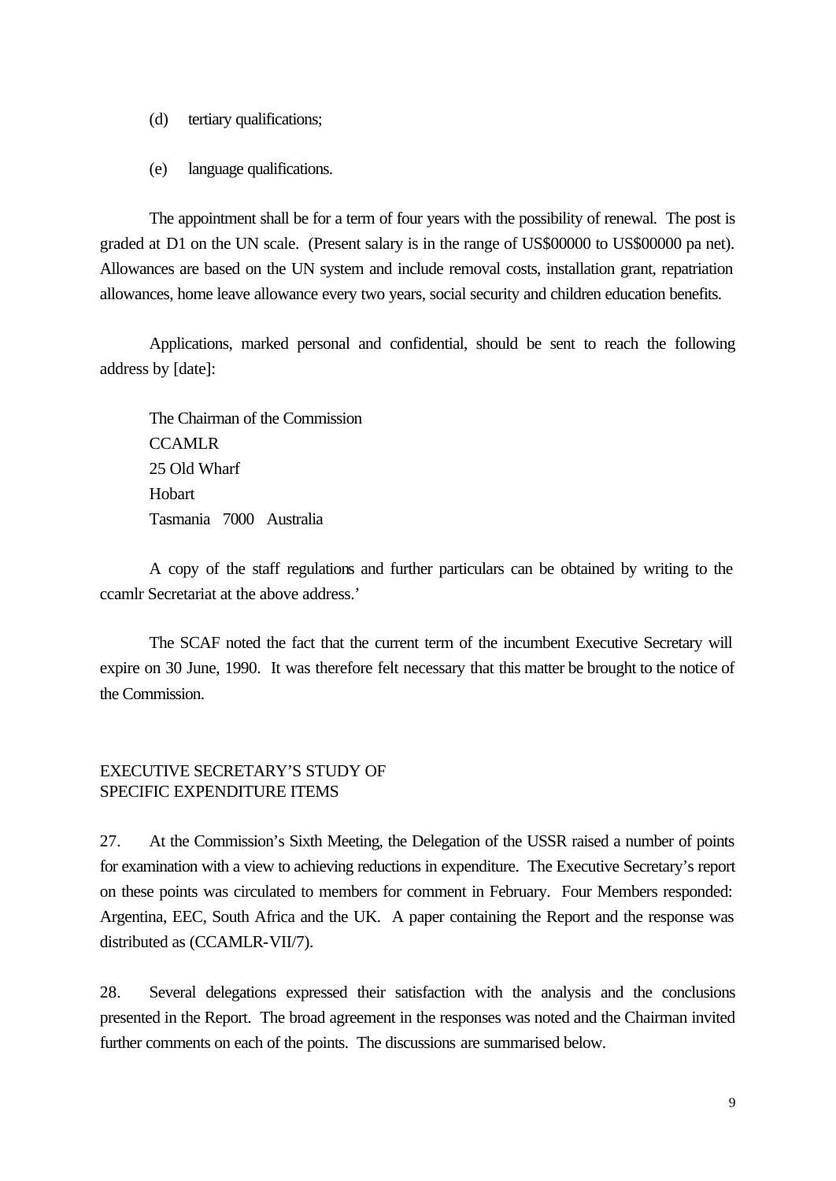(d) tertiary qualifications;

(e) language qualifications.

The appointment shall be for a term of four years with the possibility of renewal. The post is graded at D1 on the UN scale. (Present salary is in the range of US$00000 to US$00000 pa net). Allowances are based on the UN system and include removal costs, installation grant, repatriation allowances, home leave allowance every two years, social security and children education benefits.

Applications, marked personal and confidential, should be sent to reach the following address by [date]:

The Chairman of the Commission
CCAMLR
25 Old Wharf
Hobart
Tasmania 7000 Australia

A copy of the staff regulations and further particulars can be obtained by writing to the ccamlr Secretariat at the above address.'

The SCAF noted the fact that the current term of the incumbent Executive Secretary will expire on 30 June, 1990. It was therefore felt necessary that this matter be brought to the notice of the Commission.

## EXECUTIVE SECRETARY'S STUDY OF SPECIFIC EXPENDITURE ITEMS

27. At the Commission's Sixth Meeting, the Delegation of the USSR raised a number of points for examination with a view to achieving reductions in expenditure. The Executive Secretary's report on these points was circulated to members for comment in February. Four Members responded: Argentina, EEC, South Africa and the UK. A paper containing the Report and the response was distributed as (CCAMLR-VII/7).

28. Several delegations expressed their satisfaction with the analysis and the conclusions presented in the Report. The broad agreement in the responses was noted and the Chairman invited further comments on each of the points. The discussions are summarised below.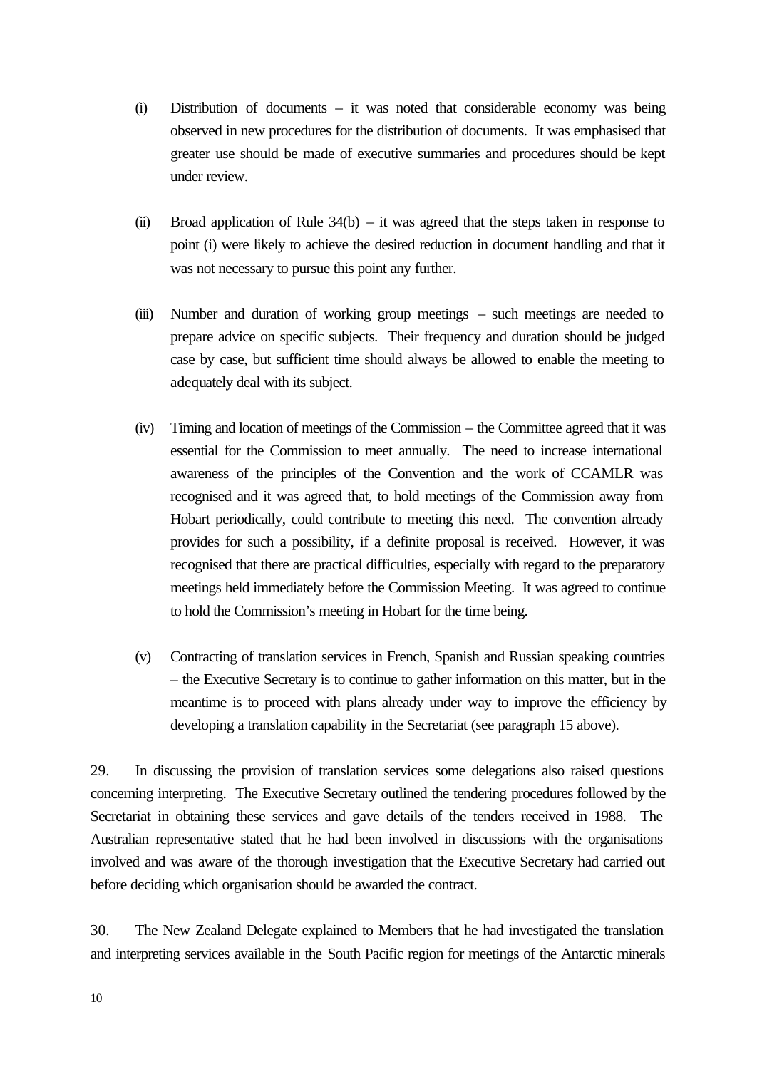(i) Distribution of documents – it was noted that considerable economy was being observed in new procedures for the distribution of documents. It was emphasised that greater use should be made of executive summaries and procedures should be kept under review.

(ii) Broad application of Rule 34(b) – it was agreed that the steps taken in response to point (i) were likely to achieve the desired reduction in document handling and that it was not necessary to pursue this point any further.

(iii) Number and duration of working group meetings – such meetings are needed to prepare advice on specific subjects. Their frequency and duration should be judged case by case, but sufficient time should always be allowed to enable the meeting to adequately deal with its subject.

(iv) Timing and location of meetings of the Commission – the Committee agreed that it was essential for the Commission to meet annually. The need to increase international awareness of the principles of the Convention and the work of CCAMLR was recognised and it was agreed that, to hold meetings of the Commission away from Hobart periodically, could contribute to meeting this need. The convention already provides for such a possibility, if a definite proposal is received. However, it was recognised that there are practical difficulties, especially with regard to the preparatory meetings held immediately before the Commission Meeting. It was agreed to continue to hold the Commission's meeting in Hobart for the time being.

(v) Contracting of translation services in French, Spanish and Russian speaking countries – the Executive Secretary is to continue to gather information on this matter, but in the meantime is to proceed with plans already under way to improve the efficiency by developing a translation capability in the Secretariat (see paragraph 15 above).

29. In discussing the provision of translation services some delegations also raised questions concerning interpreting. The Executive Secretary outlined the tendering procedures followed by the Secretariat in obtaining these services and gave details of the tenders received in 1988. The Australian representative stated that he had been involved in discussions with the organisations involved and was aware of the thorough investigation that the Executive Secretary had carried out before deciding which organisation should be awarded the contract.

30. The New Zealand Delegate explained to Members that he had investigated the translation and interpreting services available in the South Pacific region for meetings of the Antarctic minerals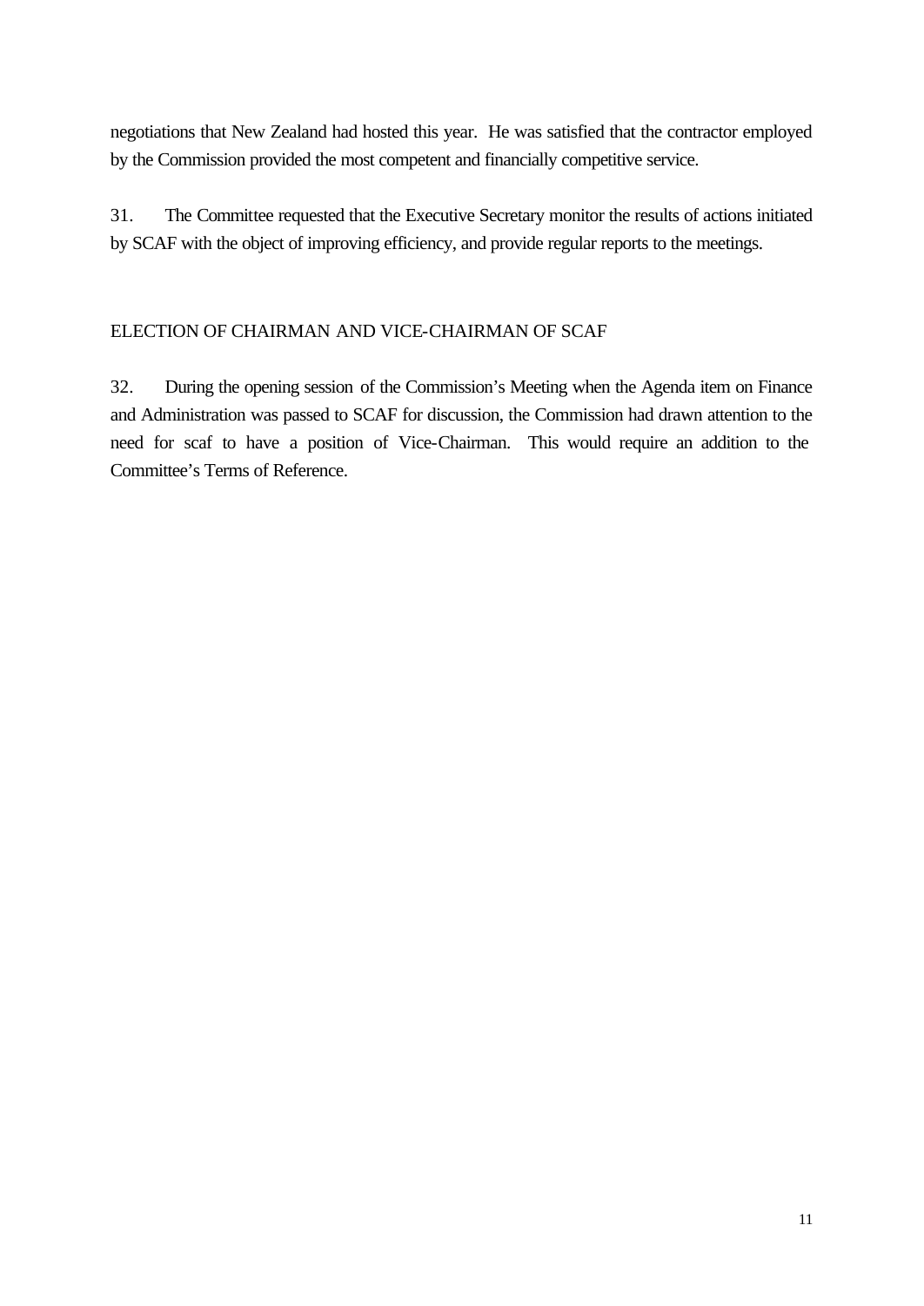negotiations that New Zealand had hosted this year. He was satisfied that the contractor employed by the Commission provided the most competent and financially competitive service.

31. The Committee requested that the Executive Secretary monitor the results of actions initiated by SCAF with the object of improving efficiency, and provide regular reports to the meetings.

## ELECTION OF CHAIRMAN AND VICE-CHAIRMAN OF SCAF

32. During the opening session of the Commission's Meeting when the Agenda item on Finance and Administration was passed to SCAF for discussion, the Commission had drawn attention to the need for scaf to have a position of Vice-Chairman. This would require an addition to the Committee's Terms of Reference.